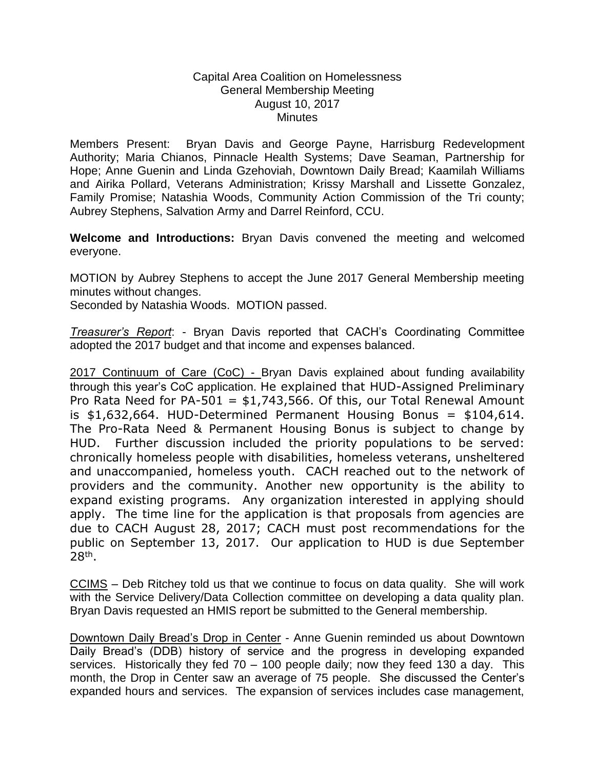Capital Area Coalition on Homelessness
General Membership Meeting
August 10, 2017
Minutes

Members Present: Bryan Davis and George Payne, Harrisburg Redevelopment Authority; Maria Chianos, Pinnacle Health Systems; Dave Seaman, Partnership for Hope; Anne Guenin and Linda Gzehoviah, Downtown Daily Bread; Kaamilah Williams and Airika Pollard, Veterans Administration; Krissy Marshall and Lissette Gonzalez, Family Promise; Natashia Woods, Community Action Commission of the Tri county; Aubrey Stephens, Salvation Army and Darrel Reinford, CCU.

**Welcome and Introductions:** Bryan Davis convened the meeting and welcomed everyone.

MOTION by Aubrey Stephens to accept the June 2017 General Membership meeting minutes without changes.
Seconded by Natashia Woods. MOTION passed.

*Treasurer's Report*: - Bryan Davis reported that CACH's Coordinating Committee adopted the 2017 budget and that income and expenses balanced.

2017 Continuum of Care (CoC) - Bryan Davis explained about funding availability through this year's CoC application. He explained that HUD-Assigned Preliminary Pro Rata Need for PA-501 = $1,743,566. Of this, our Total Renewal Amount is $1,632,664. HUD-Determined Permanent Housing Bonus = $104,614. The Pro-Rata Need & Permanent Housing Bonus is subject to change by HUD. Further discussion included the priority populations to be served: chronically homeless people with disabilities, homeless veterans, unsheltered and unaccompanied, homeless youth. CACH reached out to the network of providers and the community. Another new opportunity is the ability to expand existing programs. Any organization interested in applying should apply. The time line for the application is that proposals from agencies are due to CACH August 28, 2017; CACH must post recommendations for the public on September 13, 2017. Our application to HUD is due September 28th.

CCIMS – Deb Ritchey told us that we continue to focus on data quality. She will work with the Service Delivery/Data Collection committee on developing a data quality plan. Bryan Davis requested an HMIS report be submitted to the General membership.

Downtown Daily Bread's Drop in Center - Anne Guenin reminded us about Downtown Daily Bread's (DDB) history of service and the progress in developing expanded services. Historically they fed 70 – 100 people daily; now they feed 130 a day. This month, the Drop in Center saw an average of 75 people. She discussed the Center's expanded hours and services. The expansion of services includes case management,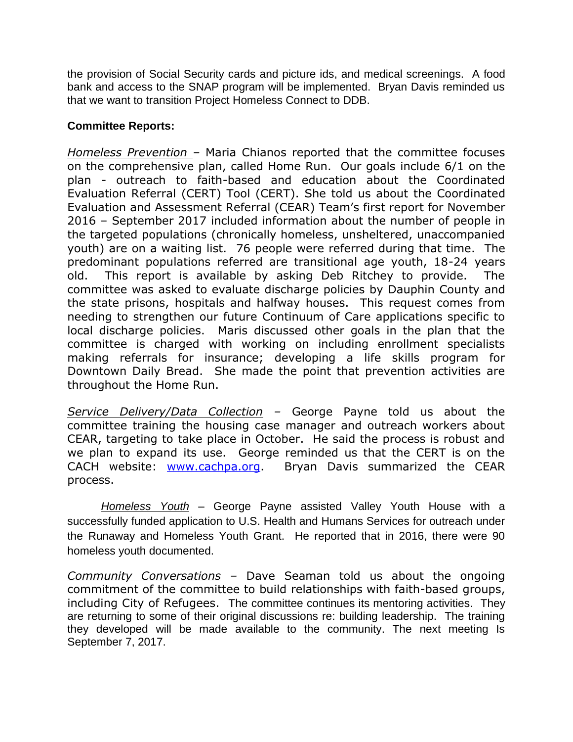the provision of Social Security cards and picture ids, and medical screenings. A food bank and access to the SNAP program will be implemented. Bryan Davis reminded us that we want to transition Project Homeless Connect to DDB.

**Committee Reports:**

*Homeless Prevention* – Maria Chianos reported that the committee focuses on the comprehensive plan, called Home Run. Our goals include 6/1 on the plan - outreach to faith-based and education about the Coordinated Evaluation Referral (CERT) Tool (CERT). She told us about the Coordinated Evaluation and Assessment Referral (CEAR) Team's first report for November 2016 – September 2017 included information about the number of people in the targeted populations (chronically homeless, unsheltered, unaccompanied youth) are on a waiting list. 76 people were referred during that time. The predominant populations referred are transitional age youth, 18-24 years old. This report is available by asking Deb Ritchey to provide. The committee was asked to evaluate discharge policies by Dauphin County and the state prisons, hospitals and halfway houses. This request comes from needing to strengthen our future Continuum of Care applications specific to local discharge policies. Maris discussed other goals in the plan that the committee is charged with working on including enrollment specialists making referrals for insurance; developing a life skills program for Downtown Daily Bread. She made the point that prevention activities are throughout the Home Run.

*Service Delivery/Data Collection* – George Payne told us about the committee training the housing case manager and outreach workers about CEAR, targeting to take place in October. He said the process is robust and we plan to expand its use. George reminded us that the CERT is on the CACH website: [www.cachpa.org](http://www.cachpa.org). Bryan Davis summarized the CEAR process.

*Homeless Youth* – George Payne assisted Valley Youth House with a successfully funded application to U.S. Health and Humans Services for outreach under the Runaway and Homeless Youth Grant. He reported that in 2016, there were 90 homeless youth documented.

*Community Conversations* – Dave Seaman told us about the ongoing commitment of the committee to build relationships with faith-based groups, including City of Refugees. The committee continues its mentoring activities. They are returning to some of their original discussions re: building leadership. The training they developed will be made available to the community. The next meeting Is September 7, 2017.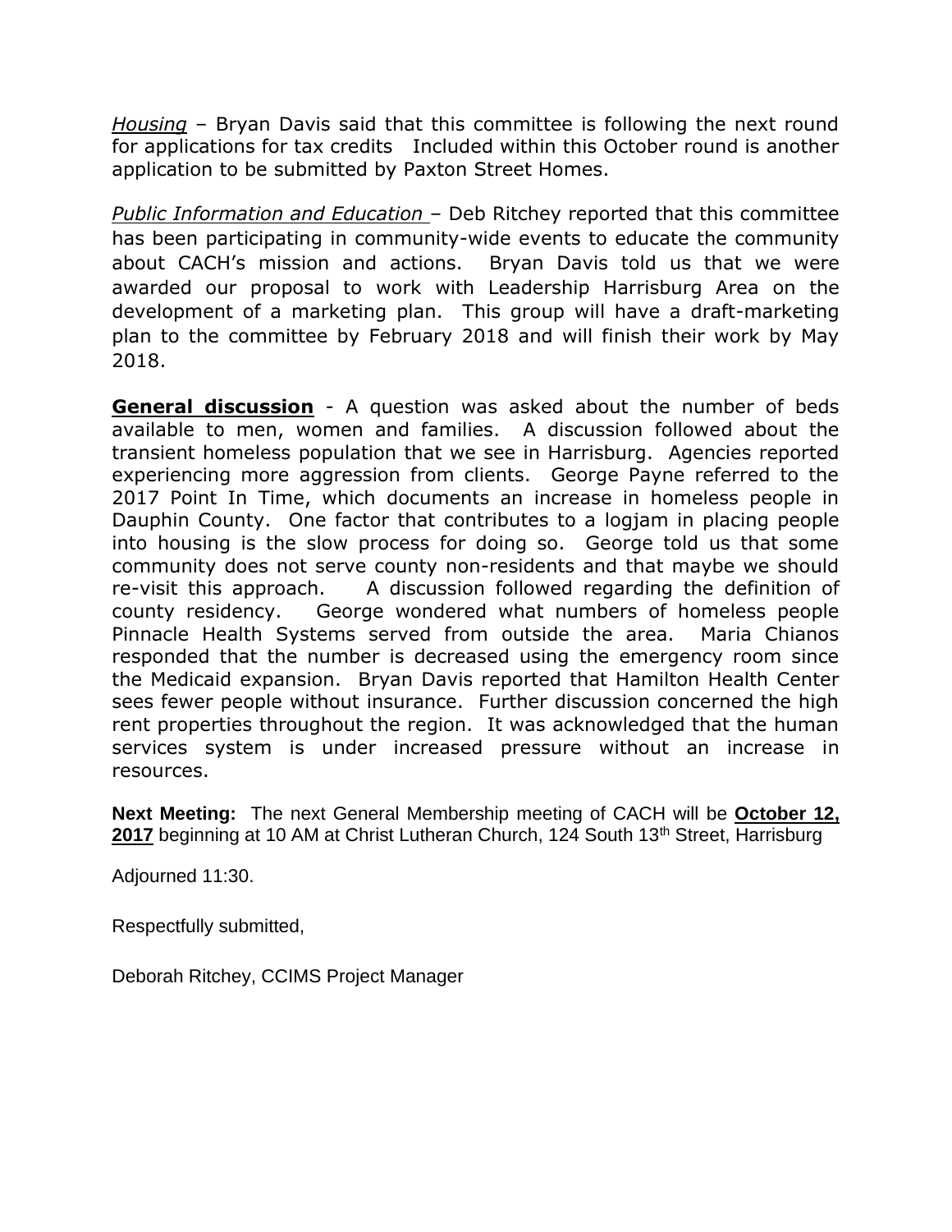*Housing* – Bryan Davis said that this committee is following the next round for applications for tax credits   Included within this October round is another application to be submitted by Paxton Street Homes.

*Public Information and Education* – Deb Ritchey reported that this committee has been participating in community-wide events to educate the community about CACH's mission and actions.  Bryan Davis told us that we were awarded our proposal to work with Leadership Harrisburg Area on the development of a marketing plan.  This group will have a draft-marketing plan to the committee by February 2018 and will finish their work by May 2018.

**General discussion** - A question was asked about the number of beds available to men, women and families.  A discussion followed about the transient homeless population that we see in Harrisburg.  Agencies reported experiencing more aggression from clients.  George Payne referred to the 2017 Point In Time, which documents an increase in homeless people in Dauphin County.  One factor that contributes to a logjam in placing people into housing is the slow process for doing so.  George told us that some community does not serve county non-residents and that maybe we should re-visit this approach.    A discussion followed regarding the definition of county residency.   George wondered what numbers of homeless people Pinnacle Health Systems served from outside the area.  Maria Chianos responded that the number is decreased using the emergency room since the Medicaid expansion.  Bryan Davis reported that Hamilton Health Center sees fewer people without insurance.  Further discussion concerned the high rent properties throughout the region.  It was acknowledged that the human services system is under increased pressure without an increase in resources.

**Next Meeting:** The next General Membership meeting of CACH will be **October 12, 2017** beginning at 10 AM at Christ Lutheran Church, 124 South 13th Street, Harrisburg

Adjourned 11:30.

Respectfully submitted,

Deborah Ritchey, CCIMS Project Manager